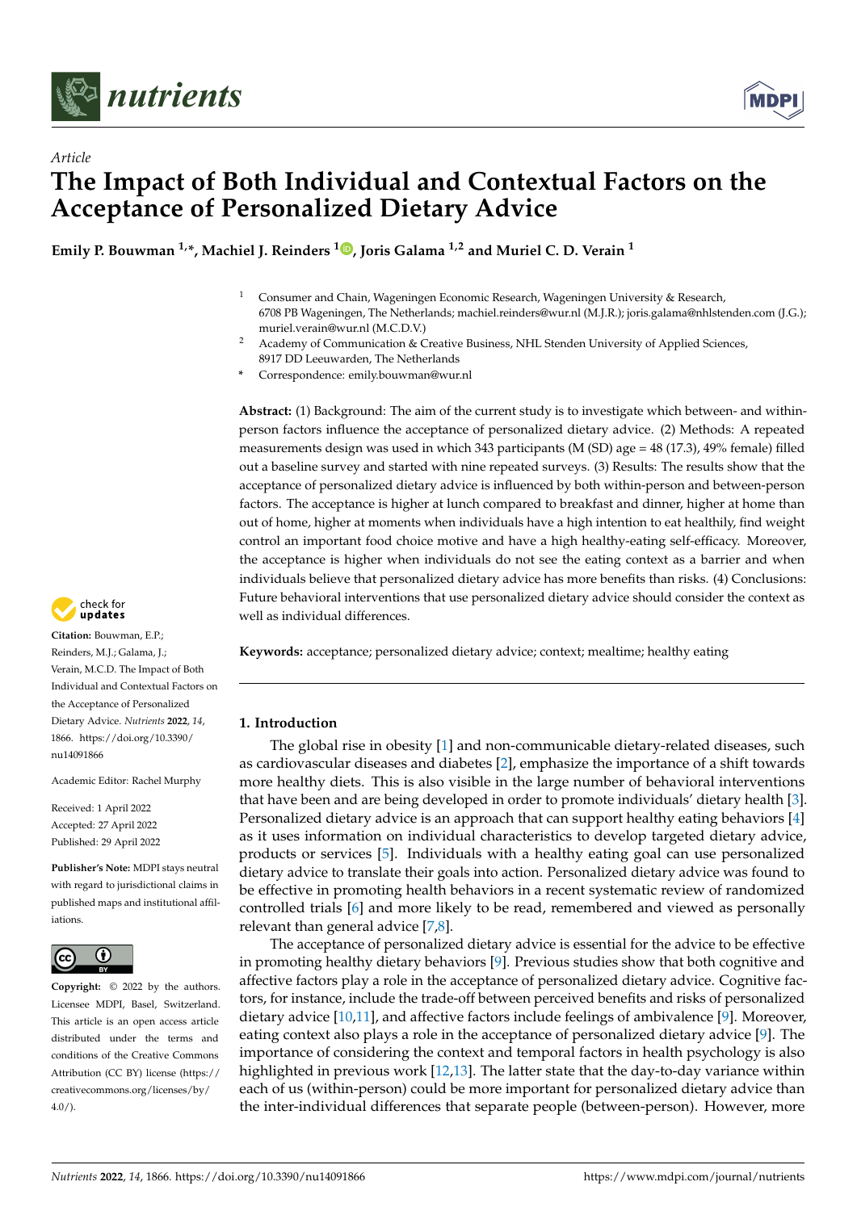*Article*

# The Impact of Both Individual and Contextual Factors on the Acceptance of Personalized Dietary Advice

**Emily P. Bouwman [1,*], Machiel J. Reinders [1], Joris Galama [1,2] and Muriel C. D. Verain [1]**

[1] Consumer and Chain, Wageningen Economic Research, Wageningen University & Research, 6708 PB Wageningen, The Netherlands; machiel.reinders@wur.nl (M.J.R.); joris.galama@nhlstenden.com (J.G.); muriel.verain@wur.nl (M.C.D.V.)

[2] Academy of Communication & Creative Business, NHL Stenden University of Applied Sciences, 8917 DD Leeuwarden, The Netherlands

[*] Correspondence: emily.bouwman@wur.nl

**Abstract:** (1) Background: The aim of the current study is to investigate which between- and within-person factors influence the acceptance of personalized dietary advice. (2) Methods: A repeated measurements design was used in which 343 participants (M (SD) age = 48 (17.3), 49% female) filled out a baseline survey and started with nine repeated surveys. (3) Results: The results show that the acceptance of personalized dietary advice is influenced by both within-person and between-person factors. The acceptance is higher at lunch compared to breakfast and dinner, higher at home than out of home, higher at moments when individuals have a high intention to eat healthily, find weight control an important food choice motive and have a high healthy-eating self-efficacy. Moreover, the acceptance is higher when individuals do not see the eating context as a barrier and when individuals believe that personalized dietary advice has more benefits than risks. (4) Conclusions: Future behavioral interventions that use personalized dietary advice should consider the context as well as individual differences.

**Keywords:** acceptance; personalized dietary advice; context; mealtime; healthy eating

**Citation:** Bouwman, E.P.; Reinders, M.J.; Galama, J.; Verain, M.C.D. The Impact of Both Individual and Contextual Factors on the Acceptance of Personalized Dietary Advice. *Nutrients* **2022**, *14*, 1866. https://doi.org/10.3390/nu14091866

Academic Editor: Rachel Murphy

Received: 1 April 2022
Accepted: 27 April 2022
Published: 29 April 2022

**Publisher's Note:** MDPI stays neutral with regard to jurisdictional claims in published maps and institutional affiliations.

**Copyright:** © 2022 by the authors. Licensee MDPI, Basel, Switzerland. This article is an open access article distributed under the terms and conditions of the Creative Commons Attribution (CC BY) license (https://creativecommons.org/licenses/by/4.0/).

## 1. Introduction

The global rise in obesity [1] and non-communicable dietary-related diseases, such as cardiovascular diseases and diabetes [2], emphasize the importance of a shift towards more healthy diets. This is also visible in the large number of behavioral interventions that have been and are being developed in order to promote individuals' dietary health [3]. Personalized dietary advice is an approach that can support healthy eating behaviors [4] as it uses information on individual characteristics to develop targeted dietary advice, products or services [5]. Individuals with a healthy eating goal can use personalized dietary advice to translate their goals into action. Personalized dietary advice was found to be effective in promoting health behaviors in a recent systematic review of randomized controlled trials [6] and more likely to be read, remembered and viewed as personally relevant than general advice [7,8].

The acceptance of personalized dietary advice is essential for the advice to be effective in promoting healthy dietary behaviors [9]. Previous studies show that both cognitive and affective factors play a role in the acceptance of personalized dietary advice. Cognitive factors, for instance, include the trade-off between perceived benefits and risks of personalized dietary advice [10,11], and affective factors include feelings of ambivalence [9]. Moreover, eating context also plays a role in the acceptance of personalized dietary advice [9]. The importance of considering the context and temporal factors in health psychology is also highlighted in previous work [12,13]. The latter state that the day-to-day variance within each of us (within-person) could be more important for personalized dietary advice than the inter-individual differences that separate people (between-person). However, more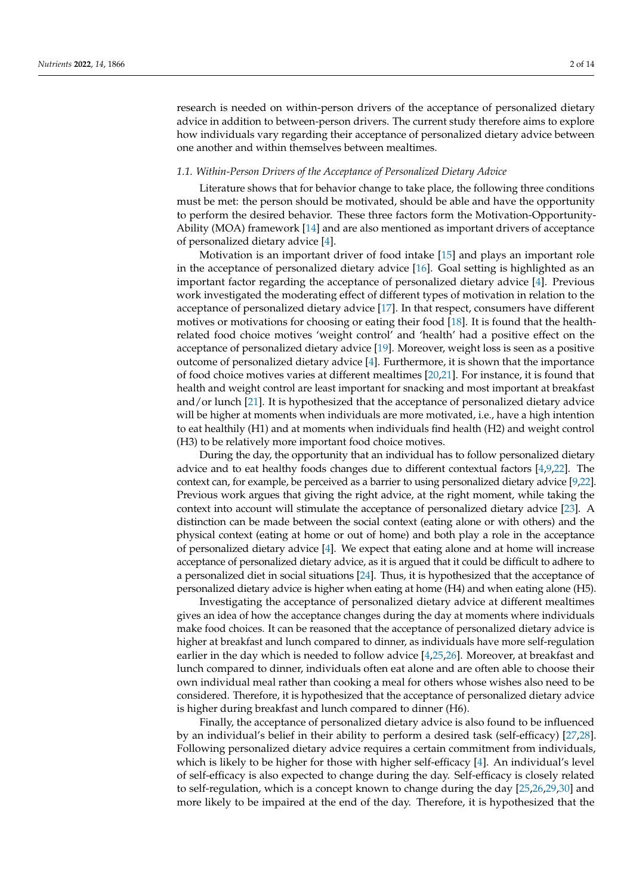research is needed on within-person drivers of the acceptance of personalized dietary advice in addition to between-person drivers. The current study therefore aims to explore how individuals vary regarding their acceptance of personalized dietary advice between one another and within themselves between mealtimes.

### 1.1. Within-Person Drivers of the Acceptance of Personalized Dietary Advice

Literature shows that for behavior change to take place, the following three conditions must be met: the person should be motivated, should be able and have the opportunity to perform the desired behavior. These three factors form the Motivation-Opportunity-Ability (MOA) framework [14] and are also mentioned as important drivers of acceptance of personalized dietary advice [4].

Motivation is an important driver of food intake [15] and plays an important role in the acceptance of personalized dietary advice [16]. Goal setting is highlighted as an important factor regarding the acceptance of personalized dietary advice [4]. Previous work investigated the moderating effect of different types of motivation in relation to the acceptance of personalized dietary advice [17]. In that respect, consumers have different motives or motivations for choosing or eating their food [18]. It is found that the health-related food choice motives 'weight control' and 'health' had a positive effect on the acceptance of personalized dietary advice [19]. Moreover, weight loss is seen as a positive outcome of personalized dietary advice [4]. Furthermore, it is shown that the importance of food choice motives varies at different mealtimes [20,21]. For instance, it is found that health and weight control are least important for snacking and most important at breakfast and/or lunch [21]. It is hypothesized that the acceptance of personalized dietary advice will be higher at moments when individuals are more motivated, i.e., have a high intention to eat healthily (H1) and at moments when individuals find health (H2) and weight control (H3) to be relatively more important food choice motives.

During the day, the opportunity that an individual has to follow personalized dietary advice and to eat healthy foods changes due to different contextual factors [4,9,22]. The context can, for example, be perceived as a barrier to using personalized dietary advice [9,22]. Previous work argues that giving the right advice, at the right moment, while taking the context into account will stimulate the acceptance of personalized dietary advice [23]. A distinction can be made between the social context (eating alone or with others) and the physical context (eating at home or out of home) and both play a role in the acceptance of personalized dietary advice [4]. We expect that eating alone and at home will increase acceptance of personalized dietary advice, as it is argued that it could be difficult to adhere to a personalized diet in social situations [24]. Thus, it is hypothesized that the acceptance of personalized dietary advice is higher when eating at home (H4) and when eating alone (H5).

Investigating the acceptance of personalized dietary advice at different mealtimes gives an idea of how the acceptance changes during the day at moments where individuals make food choices. It can be reasoned that the acceptance of personalized dietary advice is higher at breakfast and lunch compared to dinner, as individuals have more self-regulation earlier in the day which is needed to follow advice [4,25,26]. Moreover, at breakfast and lunch compared to dinner, individuals often eat alone and are often able to choose their own individual meal rather than cooking a meal for others whose wishes also need to be considered. Therefore, it is hypothesized that the acceptance of personalized dietary advice is higher during breakfast and lunch compared to dinner (H6).

Finally, the acceptance of personalized dietary advice is also found to be influenced by an individual's belief in their ability to perform a desired task (self-efficacy) [27,28]. Following personalized dietary advice requires a certain commitment from individuals, which is likely to be higher for those with higher self-efficacy [4]. An individual's level of self-efficacy is also expected to change during the day. Self-efficacy is closely related to self-regulation, which is a concept known to change during the day [25,26,29,30] and more likely to be impaired at the end of the day. Therefore, it is hypothesized that the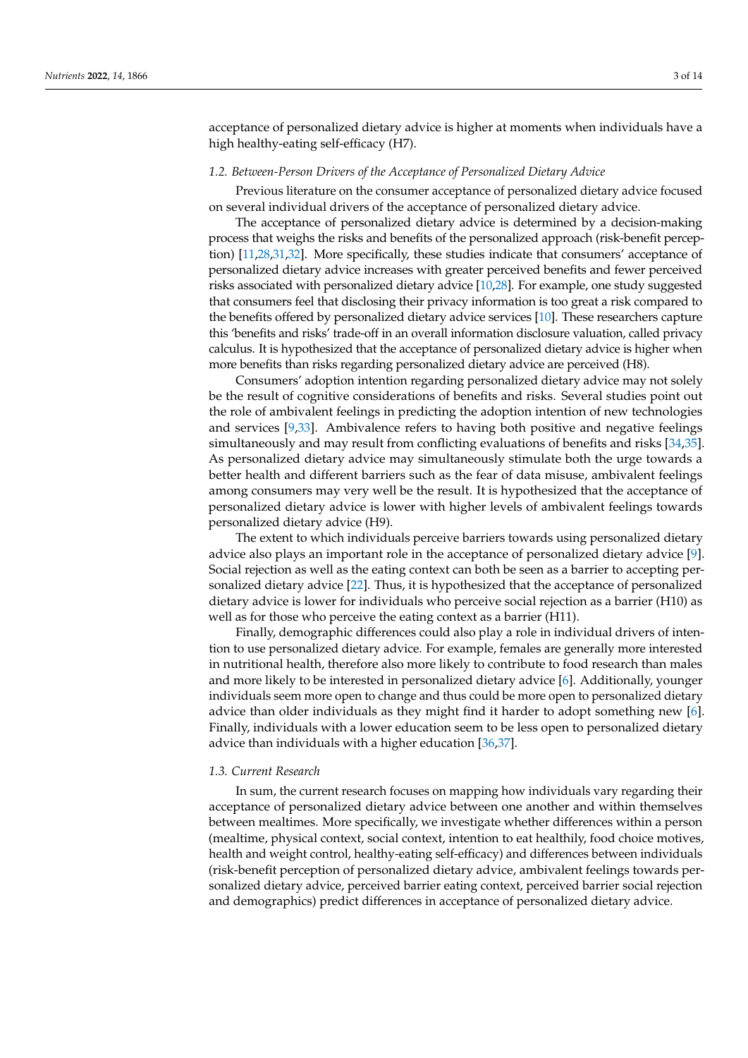acceptance of personalized dietary advice is higher at moments when individuals have a high healthy-eating self-efficacy (H7).

### *1.2. Between-Person Drivers of the Acceptance of Personalized Dietary Advice*

Previous literature on the consumer acceptance of personalized dietary advice focused on several individual drivers of the acceptance of personalized dietary advice.

The acceptance of personalized dietary advice is determined by a decision-making process that weighs the risks and benefits of the personalized approach (risk-benefit perception) [11,28,31,32]. More specifically, these studies indicate that consumers' acceptance of personalized dietary advice increases with greater perceived benefits and fewer perceived risks associated with personalized dietary advice [10,28]. For example, one study suggested that consumers feel that disclosing their privacy information is too great a risk compared to the benefits offered by personalized dietary advice services [10]. These researchers capture this 'benefits and risks' trade-off in an overall information disclosure valuation, called privacy calculus. It is hypothesized that the acceptance of personalized dietary advice is higher when more benefits than risks regarding personalized dietary advice are perceived (H8).

Consumers' adoption intention regarding personalized dietary advice may not solely be the result of cognitive considerations of benefits and risks. Several studies point out the role of ambivalent feelings in predicting the adoption intention of new technologies and services [9,33]. Ambivalence refers to having both positive and negative feelings simultaneously and may result from conflicting evaluations of benefits and risks [34,35]. As personalized dietary advice may simultaneously stimulate both the urge towards a better health and different barriers such as the fear of data misuse, ambivalent feelings among consumers may very well be the result. It is hypothesized that the acceptance of personalized dietary advice is lower with higher levels of ambivalent feelings towards personalized dietary advice (H9).

The extent to which individuals perceive barriers towards using personalized dietary advice also plays an important role in the acceptance of personalized dietary advice [9]. Social rejection as well as the eating context can both be seen as a barrier to accepting personalized dietary advice [22]. Thus, it is hypothesized that the acceptance of personalized dietary advice is lower for individuals who perceive social rejection as a barrier (H10) as well as for those who perceive the eating context as a barrier (H11).

Finally, demographic differences could also play a role in individual drivers of intention to use personalized dietary advice. For example, females are generally more interested in nutritional health, therefore also more likely to contribute to food research than males and more likely to be interested in personalized dietary advice [6]. Additionally, younger individuals seem more open to change and thus could be more open to personalized dietary advice than older individuals as they might find it harder to adopt something new [6]. Finally, individuals with a lower education seem to be less open to personalized dietary advice than individuals with a higher education [36,37].

### *1.3. Current Research*

In sum, the current research focuses on mapping how individuals vary regarding their acceptance of personalized dietary advice between one another and within themselves between mealtimes. More specifically, we investigate whether differences within a person (mealtime, physical context, social context, intention to eat healthily, food choice motives, health and weight control, healthy-eating self-efficacy) and differences between individuals (risk-benefit perception of personalized dietary advice, ambivalent feelings towards personalized dietary advice, perceived barrier eating context, perceived barrier social rejection and demographics) predict differences in acceptance of personalized dietary advice.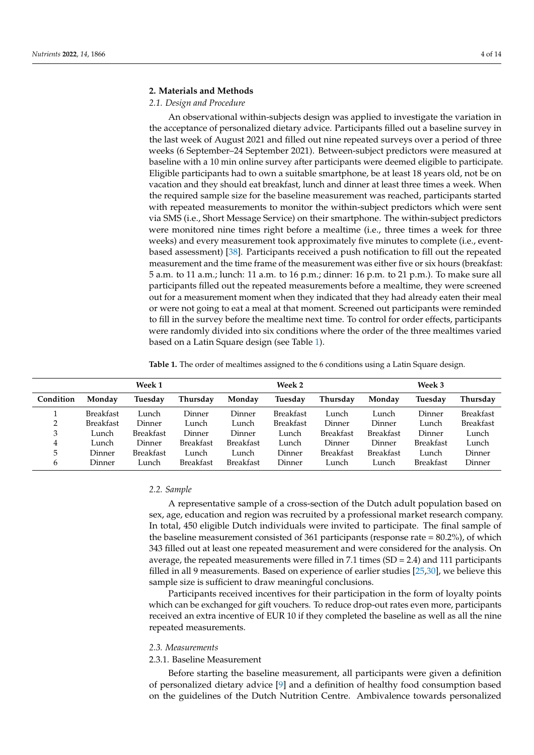## 2. Materials and Methods

### 2.1. Design and Procedure

An observational within-subjects design was applied to investigate the variation in the acceptance of personalized dietary advice. Participants filled out a baseline survey in the last week of August 2021 and filled out nine repeated surveys over a period of three weeks (6 September–24 September 2021). Between-subject predictors were measured at baseline with a 10 min online survey after participants were deemed eligible to participate. Eligible participants had to own a suitable smartphone, be at least 18 years old, not be on vacation and they should eat breakfast, lunch and dinner at least three times a week. When the required sample size for the baseline measurement was reached, participants started with repeated measurements to monitor the within-subject predictors which were sent via SMS (i.e., Short Message Service) on their smartphone. The within-subject predictors were monitored nine times right before a mealtime (i.e., three times a week for three weeks) and every measurement took approximately five minutes to complete (i.e., event-based assessment) [38]. Participants received a push notification to fill out the repeated measurement and the time frame of the measurement was either five or six hours (breakfast: 5 a.m. to 11 a.m.; lunch: 11 a.m. to 16 p.m.; dinner: 16 p.m. to 21 p.m.). To make sure all participants filled out the repeated measurements before a mealtime, they were screened out for a measurement moment when they indicated that they had already eaten their meal or were not going to eat a meal at that moment. Screened out participants were reminded to fill in the survey before the mealtime next time. To control for order effects, participants were randomly divided into six conditions where the order of the three mealtimes varied based on a Latin Square design (see Table 1).

**Table 1.** The order of mealtimes assigned to the 6 conditions using a Latin Square design.

| | Week 1 | | | Week 2 | | | Week 3 | | |
|---|---|---|---|---|---|---|---|---|---|
| **Condition** | **Monday** | **Tuesday** | **Thursday** | **Monday** | **Tuesday** | **Thursday** | **Monday** | **Tuesday** | **Thursday** |
| 1 | Breakfast | Lunch | Dinner | Dinner | Breakfast | Lunch | Lunch | Dinner | Breakfast |
| 2 | Breakfast | Dinner | Lunch | Lunch | Breakfast | Dinner | Dinner | Lunch | Breakfast |
| 3 | Lunch | Breakfast | Dinner | Dinner | Lunch | Breakfast | Breakfast | Dinner | Lunch |
| 4 | Lunch | Dinner | Breakfast | Breakfast | Lunch | Dinner | Dinner | Breakfast | Lunch |
| 5 | Dinner | Breakfast | Lunch | Lunch | Dinner | Breakfast | Breakfast | Lunch | Dinner |
| 6 | Dinner | Lunch | Breakfast | Breakfast | Dinner | Lunch | Lunch | Breakfast | Dinner |

### 2.2. Sample

A representative sample of a cross-section of the Dutch adult population based on sex, age, education and region was recruited by a professional market research company. In total, 450 eligible Dutch individuals were invited to participate. The final sample of the baseline measurement consisted of 361 participants (response rate = 80.2%), of which 343 filled out at least one repeated measurement and were considered for the analysis. On average, the repeated measurements were filled in 7.1 times (SD = 2.4) and 111 participants filled in all 9 measurements. Based on experience of earlier studies [25,30], we believe this sample size is sufficient to draw meaningful conclusions.

Participants received incentives for their participation in the form of loyalty points which can be exchanged for gift vouchers. To reduce drop-out rates even more, participants received an extra incentive of EUR 10 if they completed the baseline as well as all the nine repeated measurements.

### 2.3. Measurements

#### 2.3.1. Baseline Measurement

Before starting the baseline measurement, all participants were given a definition of personalized dietary advice [9] and a definition of healthy food consumption based on the guidelines of the Dutch Nutrition Centre. Ambivalence towards personalized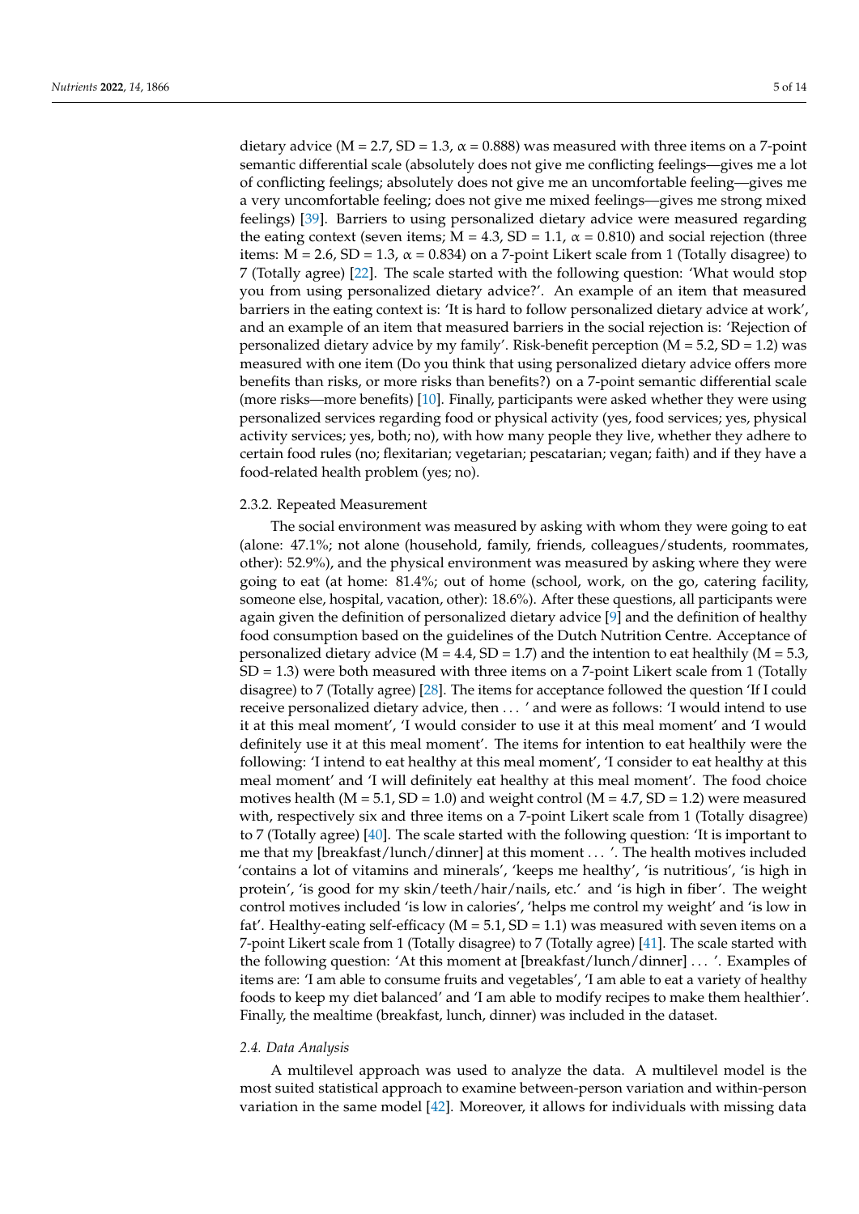dietary advice (M = 2.7, SD = 1.3, $\alpha$ = 0.888) was measured with three items on a 7-point semantic differential scale (absolutely does not give me conflicting feelings—gives me a lot of conflicting feelings; absolutely does not give me an uncomfortable feeling—gives me a very uncomfortable feeling; does not give me mixed feelings—gives me strong mixed feelings) [39]. Barriers to using personalized dietary advice were measured regarding the eating context (seven items; M = 4.3, SD = 1.1, $\alpha$ = 0.810) and social rejection (three items: M = 2.6, SD = 1.3, $\alpha$ = 0.834) on a 7-point Likert scale from 1 (Totally disagree) to 7 (Totally agree) [22]. The scale started with the following question: 'What would stop you from using personalized dietary advice?'. An example of an item that measured barriers in the eating context is: 'It is hard to follow personalized dietary advice at work', and an example of an item that measured barriers in the social rejection is: 'Rejection of personalized dietary advice by my family'. Risk-benefit perception (M = 5.2, SD = 1.2) was measured with one item (Do you think that using personalized dietary advice offers more benefits than risks, or more risks than benefits?) on a 7-point semantic differential scale (more risks—more benefits) [10]. Finally, participants were asked whether they were using personalized services regarding food or physical activity (yes, food services; yes, physical activity services; yes, both; no), with how many people they live, whether they adhere to certain food rules (no; flexitarian; vegetarian; pescatarian; vegan; faith) and if they have a food-related health problem (yes; no).

#### 2.3.2. Repeated Measurement

The social environment was measured by asking with whom they were going to eat (alone: 47.1%; not alone (household, family, friends, colleagues/students, roommates, other): 52.9%), and the physical environment was measured by asking where they were going to eat (at home: 81.4%; out of home (school, work, on the go, catering facility, someone else, hospital, vacation, other): 18.6%). After these questions, all participants were again given the definition of personalized dietary advice [9] and the definition of healthy food consumption based on the guidelines of the Dutch Nutrition Centre. Acceptance of personalized dietary advice (M = 4.4, SD = 1.7) and the intention to eat healthily (M = 5.3, SD = 1.3) were both measured with three items on a 7-point Likert scale from 1 (Totally disagree) to 7 (Totally agree) [28]. The items for acceptance followed the question 'If I could receive personalized dietary advice, then ... ' and were as follows: 'I would intend to use it at this meal moment', 'I would consider to use it at this meal moment' and 'I would definitely use it at this meal moment'. The items for intention to eat healthily were the following: 'I intend to eat healthy at this meal moment', 'I consider to eat healthy at this meal moment' and 'I will definitely eat healthy at this meal moment'. The food choice motives health (M = 5.1, SD = 1.0) and weight control (M = 4.7, SD = 1.2) were measured with, respectively six and three items on a 7-point Likert scale from 1 (Totally disagree) to 7 (Totally agree) [40]. The scale started with the following question: 'It is important to me that my [breakfast/lunch/dinner] at this moment ... '. The health motives included 'contains a lot of vitamins and minerals', 'keeps me healthy', 'is nutritious', 'is high in protein', 'is good for my skin/teeth/hair/nails, etc.' and 'is high in fiber'. The weight control motives included 'is low in calories', 'helps me control my weight' and 'is low in fat'. Healthy-eating self-efficacy (M = 5.1, SD = 1.1) was measured with seven items on a 7-point Likert scale from 1 (Totally disagree) to 7 (Totally agree) [41]. The scale started with the following question: 'At this moment at [breakfast/lunch/dinner] ... '. Examples of items are: 'I am able to consume fruits and vegetables', 'I am able to eat a variety of healthy foods to keep my diet balanced' and 'I am able to modify recipes to make them healthier'. Finally, the mealtime (breakfast, lunch, dinner) was included in the dataset.

### *2.4. Data Analysis*

A multilevel approach was used to analyze the data. A multilevel model is the most suited statistical approach to examine between-person variation and within-person variation in the same model [42]. Moreover, it allows for individuals with missing data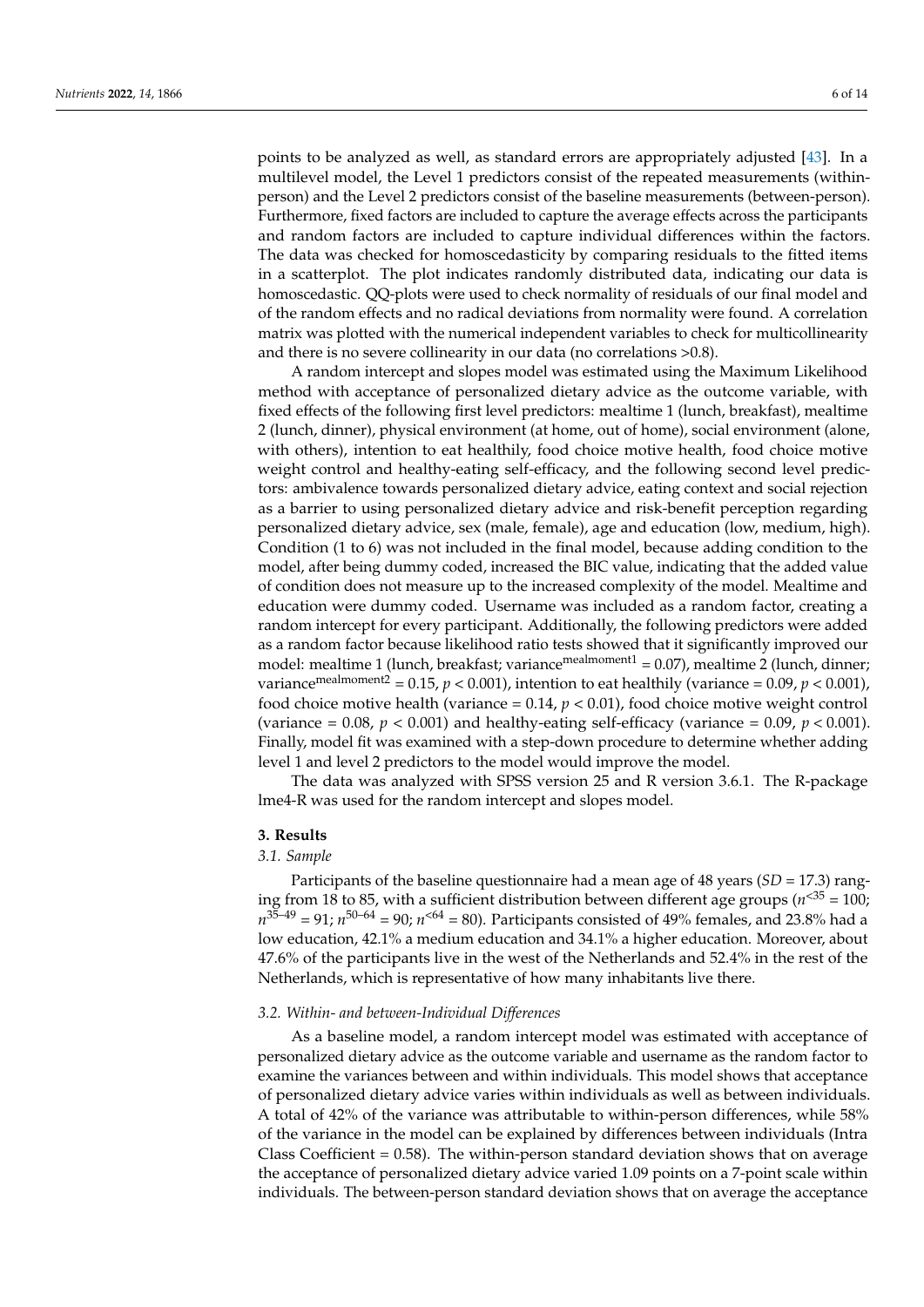points to be analyzed as well, as standard errors are appropriately adjusted [43]. In a multilevel model, the Level 1 predictors consist of the repeated measurements (within-person) and the Level 2 predictors consist of the baseline measurements (between-person). Furthermore, fixed factors are included to capture the average effects across the participants and random factors are included to capture individual differences within the factors. The data was checked for homoscedasticity by comparing residuals to the fitted items in a scatterplot. The plot indicates randomly distributed data, indicating our data is homoscedastic. QQ-plots were used to check normality of residuals of our final model and of the random effects and no radical deviations from normality were found. A correlation matrix was plotted with the numerical independent variables to check for multicollinearity and there is no severe collinearity in our data (no correlations >0.8).

A random intercept and slopes model was estimated using the Maximum Likelihood method with acceptance of personalized dietary advice as the outcome variable, with fixed effects of the following first level predictors: mealtime 1 (lunch, breakfast), mealtime 2 (lunch, dinner), physical environment (at home, out of home), social environment (alone, with others), intention to eat healthily, food choice motive health, food choice motive weight control and healthy-eating self-efficacy, and the following second level predictors: ambivalence towards personalized dietary advice, eating context and social rejection as a barrier to using personalized dietary advice and risk-benefit perception regarding personalized dietary advice, sex (male, female), age and education (low, medium, high). Condition (1 to 6) was not included in the final model, because adding condition to the model, after being dummy coded, increased the BIC value, indicating that the added value of condition does not measure up to the increased complexity of the model. Mealtime and education were dummy coded. Username was included as a random factor, creating a random intercept for every participant. Additionally, the following predictors were added as a random factor because likelihood ratio tests showed that it significantly improved our model: mealtime 1 (lunch, breakfast; variance$^{mealmoment1}$ = 0.07), mealtime 2 (lunch, dinner; variance$^{mealmoment2}$ = 0.15, $p < 0.001$), intention to eat healthily (variance = 0.09, $p < 0.001$), food choice motive health (variance = 0.14, $p < 0.01$), food choice motive weight control (variance = 0.08, $p < 0.001$) and healthy-eating self-efficacy (variance = 0.09, $p < 0.001$). Finally, model fit was examined with a step-down procedure to determine whether adding level 1 and level 2 predictors to the model would improve the model.

The data was analyzed with SPSS version 25 and R version 3.6.1. The R-package lme4-R was used for the random intercept and slopes model.

## 3. Results

### 3.1. Sample

Participants of the baseline questionnaire had a mean age of 48 years (*SD* = 17.3) ranging from 18 to 85, with a sufficient distribution between different age groups ($n^{<35} = 100$; $n^{35–49} = 91$; $n^{50–64} = 90$; $n^{<64} = 80$). Participants consisted of 49% females, and 23.8% had a low education, 42.1% a medium education and 34.1% a higher education. Moreover, about 47.6% of the participants live in the west of the Netherlands and 52.4% in the rest of the Netherlands, which is representative of how many inhabitants live there.

### 3.2. Within- and between-Individual Differences

As a baseline model, a random intercept model was estimated with acceptance of personalized dietary advice as the outcome variable and username as the random factor to examine the variances between and within individuals. This model shows that acceptance of personalized dietary advice varies within individuals as well as between individuals. A total of 42% of the variance was attributable to within-person differences, while 58% of the variance in the model can be explained by differences between individuals (Intra Class Coefficient = 0.58). The within-person standard deviation shows that on average the acceptance of personalized dietary advice varied 1.09 points on a 7-point scale within individuals. The between-person standard deviation shows that on average the acceptance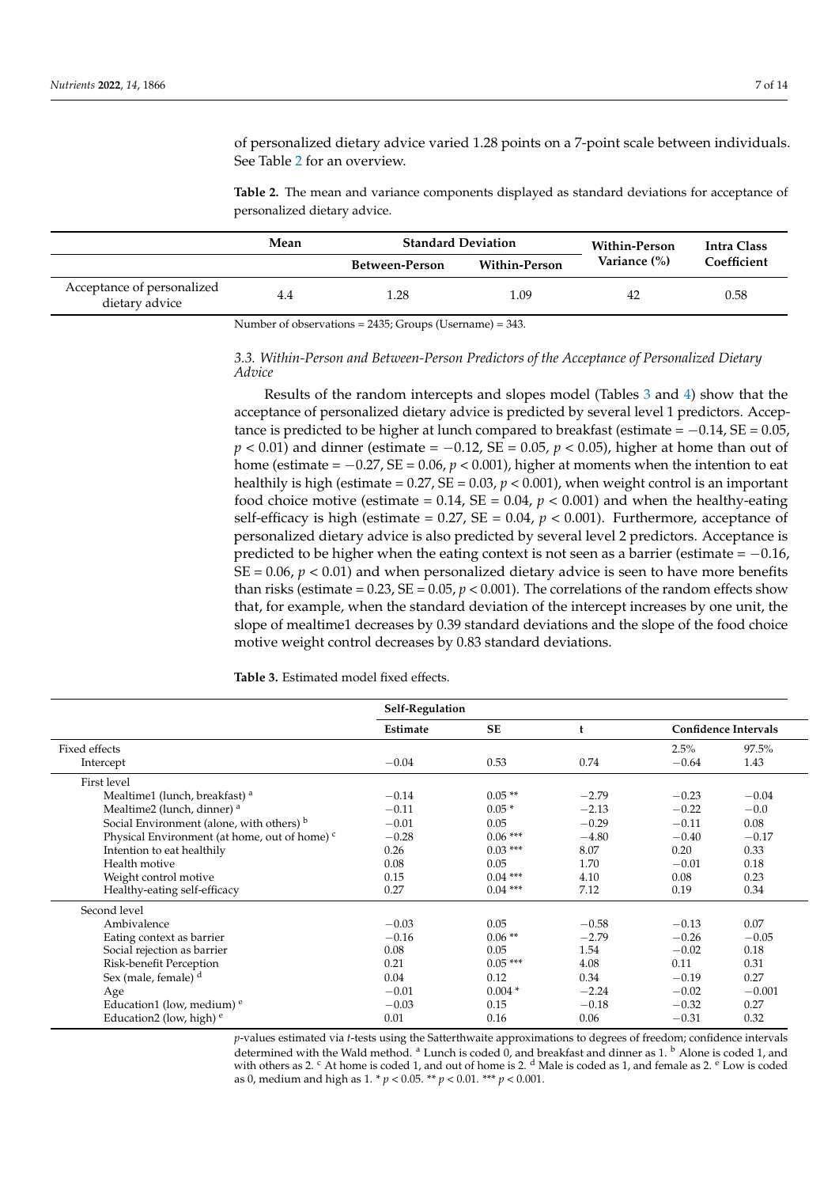of personalized dietary advice varied 1.28 points on a 7-point scale between individuals. See Table 2 for an overview.

**Table 2.** The mean and variance components displayed as standard deviations for acceptance of personalized dietary advice.

| | Mean | Standard Deviation | | Within-Person Variance (%) | Intra Class Coefficient |
|---|---|---|---|---|---|
| | | Between-Person | Within-Person | | |
| Acceptance of personalized dietary advice | 4.4 | 1.28 | 1.09 | 42 | 0.58 |

Number of observations = 2435; Groups (Username) = 343.

### 3.3. Within-Person and Between-Person Predictors of the Acceptance of Personalized Dietary Advice

Results of the random intercepts and slopes model (Tables 3 and 4) show that the acceptance of personalized dietary advice is predicted by several level 1 predictors. Acceptance is predicted to be higher at lunch compared to breakfast (estimate = −0.14, SE = 0.05, $p < 0.01$) and dinner (estimate = −0.12, SE = 0.05, $p < 0.05$), higher at home than out of home (estimate = −0.27, SE = 0.06, $p < 0.001$), higher at moments when the intention to eat healthily is high (estimate = 0.27, SE = 0.03, $p < 0.001$), when weight control is an important food choice motive (estimate = 0.14, SE = 0.04, $p < 0.001$) and when the healthy-eating self-efficacy is high (estimate = 0.27, SE = 0.04, $p < 0.001$). Furthermore, acceptance of personalized dietary advice is also predicted by several level 2 predictors. Acceptance is predicted to be higher when the eating context is not seen as a barrier (estimate = −0.16, SE = 0.06, $p < 0.01$) and when personalized dietary advice is seen to have more benefits than risks (estimate = 0.23, SE = 0.05, $p < 0.001$). The correlations of the random effects show that, for example, when the standard deviation of the intercept increases by one unit, the slope of mealtime1 decreases by 0.39 standard deviations and the slope of the food choice motive weight control decreases by 0.83 standard deviations.

**Table 3.** Estimated model fixed effects.

| | Self-Regulation | | | | |
|---|---|---|---|---|---|
| | Estimate | SE | t | Confidence Intervals | |
| Fixed effects | | | | 2.5% | 97.5% |
| Intercept | −0.04 | 0.53 | 0.74 | −0.64 | 1.43 |
| First level | | | | | |
| Mealtime1 (lunch, breakfast) [a] | −0.14 | 0.05 ** | −2.79 | −0.23 | −0.04 |
| Mealtime2 (lunch, dinner) [a] | −0.11 | 0.05 * | −2.13 | −0.22 | −0.0 |
| Social Environment (alone, with others) [b] | −0.01 | 0.05 | −0.29 | −0.11 | 0.08 |
| Physical Environment (at home, out of home) [c] | −0.28 | 0.06 *** | −4.80 | −0.40 | −0.17 |
| Intention to eat healthily | 0.26 | 0.03 *** | 8.07 | 0.20 | 0.33 |
| Health motive | 0.08 | 0.05 | 1.70 | −0.01 | 0.18 |
| Weight control motive | 0.15 | 0.04 *** | 4.10 | 0.08 | 0.23 |
| Healthy-eating self-efficacy | 0.27 | 0.04 *** | 7.12 | 0.19 | 0.34 |
| Second level | | | | | |
| Ambivalence | −0.03 | 0.05 | −0.58 | −0.13 | 0.07 |
| Eating context as barrier | −0.16 | 0.06 ** | −2.79 | −0.26 | −0.05 |
| Social rejection as barrier | 0.08 | 0.05 | 1.54 | −0.02 | 0.18 |
| Risk-benefit Perception | 0.21 | 0.05 *** | 4.08 | 0.11 | 0.31 |
| Sex (male, female) [d] | 0.04 | 0.12 | 0.34 | −0.19 | 0.27 |
| Age | −0.01 | 0.004 * | −2.24 | −0.02 | −0.001 |
| Education1 (low, medium) [e] | −0.03 | 0.15 | −0.18 | −0.32 | 0.27 |
| Education2 (low, high) [e] | 0.01 | 0.16 | 0.06 | −0.31 | 0.32 |

*p*-values estimated via *t*-tests using the Satterthwaite approximations to degrees of freedom; confidence intervals determined with the Wald method. [a] Lunch is coded 0, and breakfast and dinner as 1. [b] Alone is coded 1, and with others as 2. [c] At home is coded 1, and out of home is 2. [d] Male is coded as 1, and female as 2. [e] Low is coded as 0, medium and high as 1. * $p < 0.05$. ** $p < 0.01$. *** $p < 0.001$.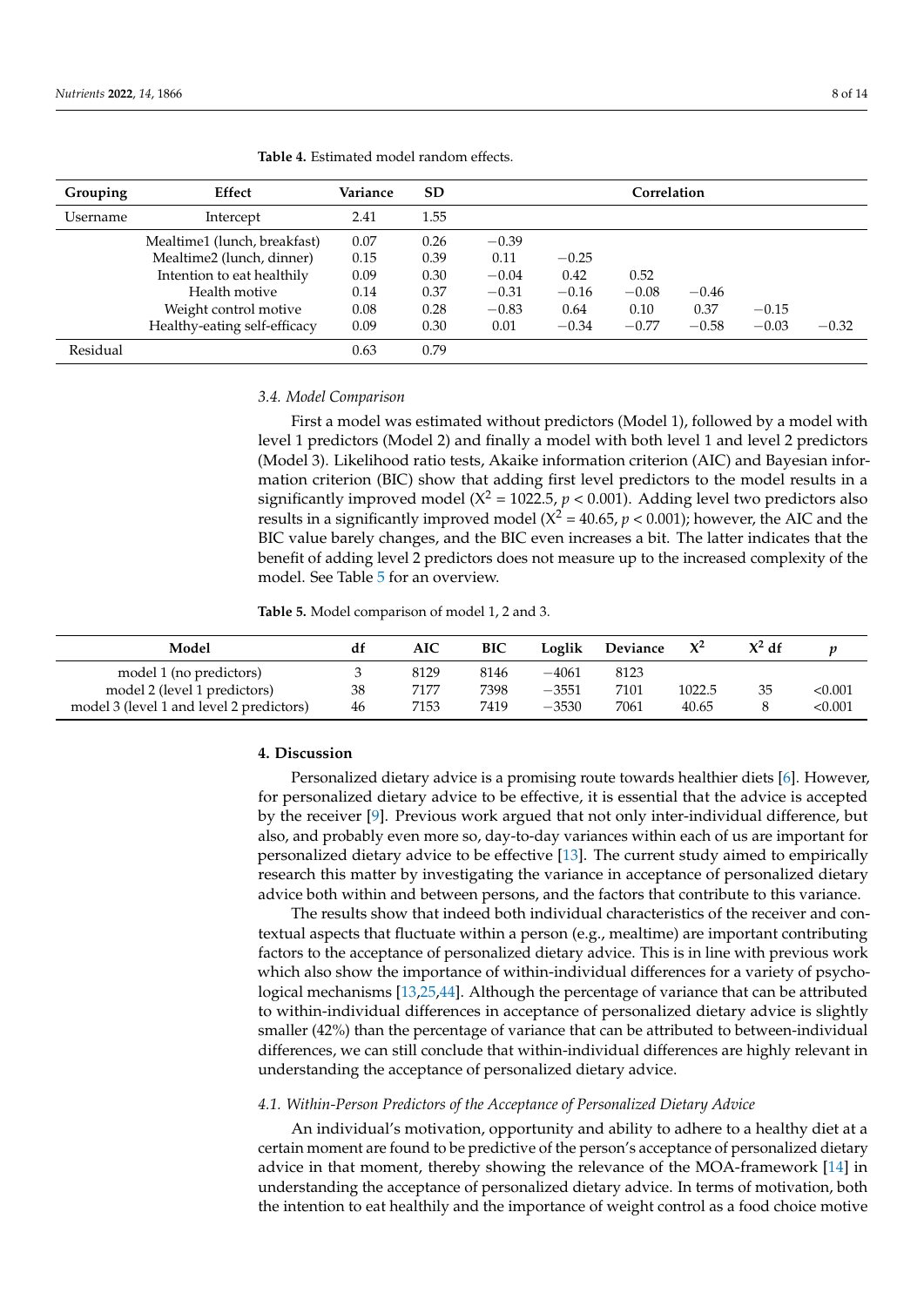**Table 4.** Estimated model random effects.

| Grouping | Effect | Variance | SD | Correlation | | | | | |
|---|---|---|---|---|---|---|---|---|---|
| Username | Intercept | 2.41 | 1.55 | | | | | | |
| | Mealtime1 (lunch, breakfast) | 0.07 | 0.26 | −0.39 | | | | | |
| | Mealtime2 (lunch, dinner) | 0.15 | 0.39 | 0.11 | −0.25 | | | | |
| | Intention to eat healthily | 0.09 | 0.30 | −0.04 | 0.42 | 0.52 | | | |
| | Health motive | 0.14 | 0.37 | −0.31 | −0.16 | −0.08 | −0.46 | | |
| | Weight control motive | 0.08 | 0.28 | −0.83 | 0.64 | 0.10 | 0.37 | −0.15 | |
| | Healthy-eating self-efficacy | 0.09 | 0.30 | 0.01 | −0.34 | −0.77 | −0.58 | −0.03 | −0.32 |
| Residual | | 0.63 | 0.79 | | | | | | |

### 3.4. Model Comparison

First a model was estimated without predictors (Model 1), followed by a model with level 1 predictors (Model 2) and finally a model with both level 1 and level 2 predictors (Model 3). Likelihood ratio tests, Akaike information criterion (AIC) and Bayesian information criterion (BIC) show that adding first level predictors to the model results in a significantly improved model ($X^2 = 1022.5$, $p < 0.001$). Adding level two predictors also results in a significantly improved model ($X^2 = 40.65$, $p < 0.001$); however, the AIC and the BIC value barely changes, and the BIC even increases a bit. The latter indicates that the benefit of adding level 2 predictors does not measure up to the increased complexity of the model. See Table 5 for an overview.

**Table 5.** Model comparison of model 1, 2 and 3.

| Model | df | AIC | BIC | Loglik | Deviance | $X^2$ | $X^2$ df | $p$ |
|---|---|---|---|---|---|---|---|---|
| model 1 (no predictors) | 3 | 8129 | 8146 | −4061 | 8123 | | | |
| model 2 (level 1 predictors) | 38 | 7177 | 7398 | −3551 | 7101 | 1022.5 | 35 | <0.001 |
| model 3 (level 1 and level 2 predictors) | 46 | 7153 | 7419 | −3530 | 7061 | 40.65 | 8 | <0.001 |

## 4. Discussion

Personalized dietary advice is a promising route towards healthier diets [6]. However, for personalized dietary advice to be effective, it is essential that the advice is accepted by the receiver [9]. Previous work argued that not only inter-individual difference, but also, and probably even more so, day-to-day variances within each of us are important for personalized dietary advice to be effective [13]. The current study aimed to empirically research this matter by investigating the variance in acceptance of personalized dietary advice both within and between persons, and the factors that contribute to this variance.

The results show that indeed both individual characteristics of the receiver and contextual aspects that fluctuate within a person (e.g., mealtime) are important contributing factors to the acceptance of personalized dietary advice. This is in line with previous work which also show the importance of within-individual differences for a variety of psychological mechanisms [13,25,44]. Although the percentage of variance that can be attributed to within-individual differences in acceptance of personalized dietary advice is slightly smaller (42%) than the percentage of variance that can be attributed to between-individual differences, we can still conclude that within-individual differences are highly relevant in understanding the acceptance of personalized dietary advice.

### 4.1. Within-Person Predictors of the Acceptance of Personalized Dietary Advice

An individual's motivation, opportunity and ability to adhere to a healthy diet at a certain moment are found to be predictive of the person's acceptance of personalized dietary advice in that moment, thereby showing the relevance of the MOA-framework [14] in understanding the acceptance of personalized dietary advice. In terms of motivation, both the intention to eat healthily and the importance of weight control as a food choice motive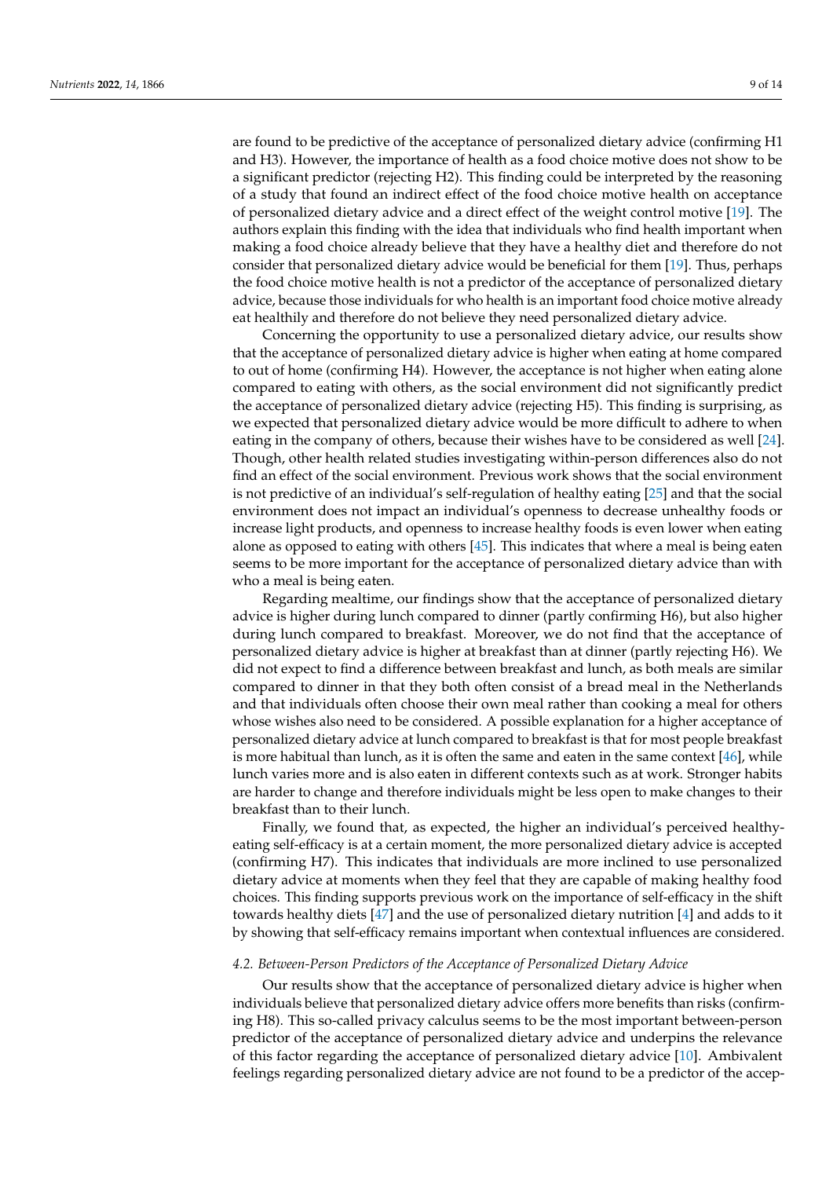are found to be predictive of the acceptance of personalized dietary advice (confirming H1 and H3). However, the importance of health as a food choice motive does not show to be a significant predictor (rejecting H2). This finding could be interpreted by the reasoning of a study that found an indirect effect of the food choice motive health on acceptance of personalized dietary advice and a direct effect of the weight control motive [19]. The authors explain this finding with the idea that individuals who find health important when making a food choice already believe that they have a healthy diet and therefore do not consider that personalized dietary advice would be beneficial for them [19]. Thus, perhaps the food choice motive health is not a predictor of the acceptance of personalized dietary advice, because those individuals for who health is an important food choice motive already eat healthily and therefore do not believe they need personalized dietary advice.

Concerning the opportunity to use a personalized dietary advice, our results show that the acceptance of personalized dietary advice is higher when eating at home compared to out of home (confirming H4). However, the acceptance is not higher when eating alone compared to eating with others, as the social environment did not significantly predict the acceptance of personalized dietary advice (rejecting H5). This finding is surprising, as we expected that personalized dietary advice would be more difficult to adhere to when eating in the company of others, because their wishes have to be considered as well [24]. Though, other health related studies investigating within-person differences also do not find an effect of the social environment. Previous work shows that the social environment is not predictive of an individual's self-regulation of healthy eating [25] and that the social environment does not impact an individual's openness to decrease unhealthy foods or increase light products, and openness to increase healthy foods is even lower when eating alone as opposed to eating with others [45]. This indicates that where a meal is being eaten seems to be more important for the acceptance of personalized dietary advice than with who a meal is being eaten.

Regarding mealtime, our findings show that the acceptance of personalized dietary advice is higher during lunch compared to dinner (partly confirming H6), but also higher during lunch compared to breakfast. Moreover, we do not find that the acceptance of personalized dietary advice is higher at breakfast than at dinner (partly rejecting H6). We did not expect to find a difference between breakfast and lunch, as both meals are similar compared to dinner in that they both often consist of a bread meal in the Netherlands and that individuals often choose their own meal rather than cooking a meal for others whose wishes also need to be considered. A possible explanation for a higher acceptance of personalized dietary advice at lunch compared to breakfast is that for most people breakfast is more habitual than lunch, as it is often the same and eaten in the same context [46], while lunch varies more and is also eaten in different contexts such as at work. Stronger habits are harder to change and therefore individuals might be less open to make changes to their breakfast than to their lunch.

Finally, we found that, as expected, the higher an individual's perceived healthy-eating self-efficacy is at a certain moment, the more personalized dietary advice is accepted (confirming H7). This indicates that individuals are more inclined to use personalized dietary advice at moments when they feel that they are capable of making healthy food choices. This finding supports previous work on the importance of self-efficacy in the shift towards healthy diets [47] and the use of personalized dietary nutrition [4] and adds to it by showing that self-efficacy remains important when contextual influences are considered.

### *4.2. Between-Person Predictors of the Acceptance of Personalized Dietary Advice*

Our results show that the acceptance of personalized dietary advice is higher when individuals believe that personalized dietary advice offers more benefits than risks (confirming H8). This so-called privacy calculus seems to be the most important between-person predictor of the acceptance of personalized dietary advice and underpins the relevance of this factor regarding the acceptance of personalized dietary advice [10]. Ambivalent feelings regarding personalized dietary advice are not found to be a predictor of the accep-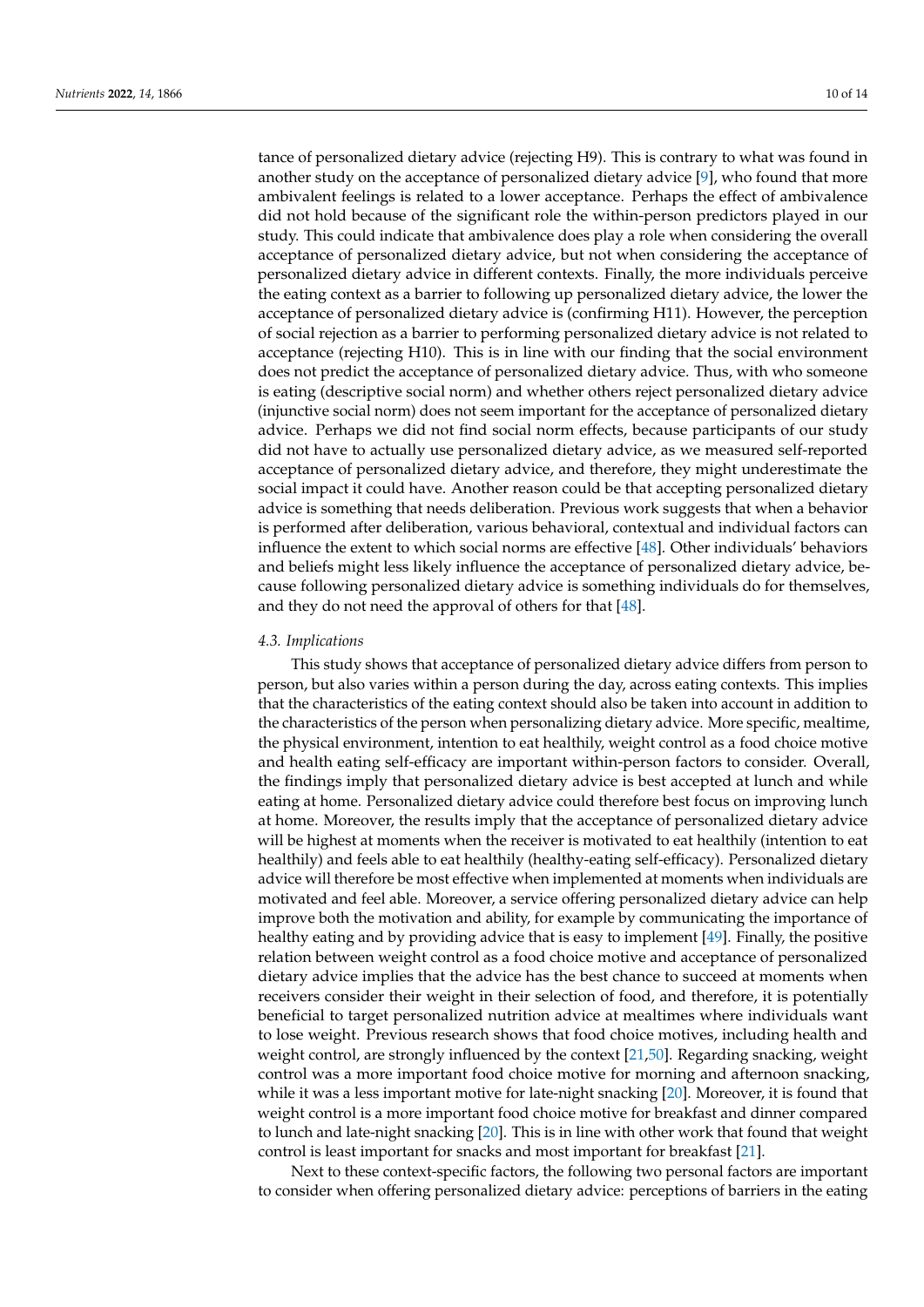tance of personalized dietary advice (rejecting H9). This is contrary to what was found in another study on the acceptance of personalized dietary advice [9], who found that more ambivalent feelings is related to a lower acceptance. Perhaps the effect of ambivalence did not hold because of the significant role the within-person predictors played in our study. This could indicate that ambivalence does play a role when considering the overall acceptance of personalized dietary advice, but not when considering the acceptance of personalized dietary advice in different contexts. Finally, the more individuals perceive the eating context as a barrier to following up personalized dietary advice, the lower the acceptance of personalized dietary advice is (confirming H11). However, the perception of social rejection as a barrier to performing personalized dietary advice is not related to acceptance (rejecting H10). This is in line with our finding that the social environment does not predict the acceptance of personalized dietary advice. Thus, with who someone is eating (descriptive social norm) and whether others reject personalized dietary advice (injunctive social norm) does not seem important for the acceptance of personalized dietary advice. Perhaps we did not find social norm effects, because participants of our study did not have to actually use personalized dietary advice, as we measured self-reported acceptance of personalized dietary advice, and therefore, they might underestimate the social impact it could have. Another reason could be that accepting personalized dietary advice is something that needs deliberation. Previous work suggests that when a behavior is performed after deliberation, various behavioral, contextual and individual factors can influence the extent to which social norms are effective [48]. Other individuals' behaviors and beliefs might less likely influence the acceptance of personalized dietary advice, because following personalized dietary advice is something individuals do for themselves, and they do not need the approval of others for that [48].

### 4.3. Implications

This study shows that acceptance of personalized dietary advice differs from person to person, but also varies within a person during the day, across eating contexts. This implies that the characteristics of the eating context should also be taken into account in addition to the characteristics of the person when personalizing dietary advice. More specific, mealtime, the physical environment, intention to eat healthily, weight control as a food choice motive and health eating self-efficacy are important within-person factors to consider. Overall, the findings imply that personalized dietary advice is best accepted at lunch and while eating at home. Personalized dietary advice could therefore best focus on improving lunch at home. Moreover, the results imply that the acceptance of personalized dietary advice will be highest at moments when the receiver is motivated to eat healthily (intention to eat healthily) and feels able to eat healthily (healthy-eating self-efficacy). Personalized dietary advice will therefore be most effective when implemented at moments when individuals are motivated and feel able. Moreover, a service offering personalized dietary advice can help improve both the motivation and ability, for example by communicating the importance of healthy eating and by providing advice that is easy to implement [49]. Finally, the positive relation between weight control as a food choice motive and acceptance of personalized dietary advice implies that the advice has the best chance to succeed at moments when receivers consider their weight in their selection of food, and therefore, it is potentially beneficial to target personalized nutrition advice at mealtimes where individuals want to lose weight. Previous research shows that food choice motives, including health and weight control, are strongly influenced by the context [21,50]. Regarding snacking, weight control was a more important food choice motive for morning and afternoon snacking, while it was a less important motive for late-night snacking [20]. Moreover, it is found that weight control is a more important food choice motive for breakfast and dinner compared to lunch and late-night snacking [20]. This is in line with other work that found that weight control is least important for snacks and most important for breakfast [21].

Next to these context-specific factors, the following two personal factors are important to consider when offering personalized dietary advice: perceptions of barriers in the eating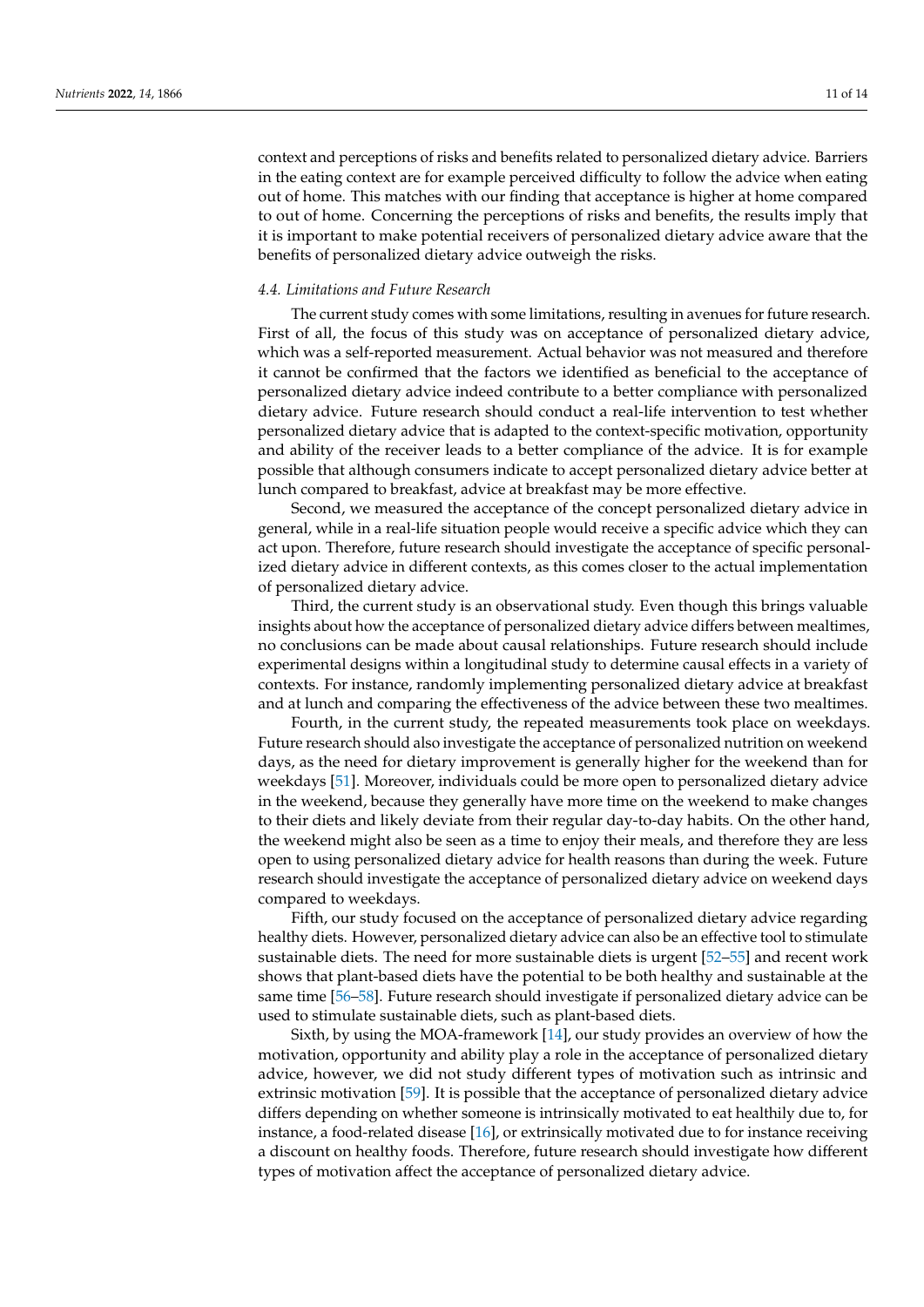context and perceptions of risks and benefits related to personalized dietary advice. Barriers in the eating context are for example perceived difficulty to follow the advice when eating out of home. This matches with our finding that acceptance is higher at home compared to out of home. Concerning the perceptions of risks and benefits, the results imply that it is important to make potential receivers of personalized dietary advice aware that the benefits of personalized dietary advice outweigh the risks.

### *4.4. Limitations and Future Research*

The current study comes with some limitations, resulting in avenues for future research. First of all, the focus of this study was on acceptance of personalized dietary advice, which was a self-reported measurement. Actual behavior was not measured and therefore it cannot be confirmed that the factors we identified as beneficial to the acceptance of personalized dietary advice indeed contribute to a better compliance with personalized dietary advice. Future research should conduct a real-life intervention to test whether personalized dietary advice that is adapted to the context-specific motivation, opportunity and ability of the receiver leads to a better compliance of the advice. It is for example possible that although consumers indicate to accept personalized dietary advice better at lunch compared to breakfast, advice at breakfast may be more effective.

Second, we measured the acceptance of the concept personalized dietary advice in general, while in a real-life situation people would receive a specific advice which they can act upon. Therefore, future research should investigate the acceptance of specific personalized dietary advice in different contexts, as this comes closer to the actual implementation of personalized dietary advice.

Third, the current study is an observational study. Even though this brings valuable insights about how the acceptance of personalized dietary advice differs between mealtimes, no conclusions can be made about causal relationships. Future research should include experimental designs within a longitudinal study to determine causal effects in a variety of contexts. For instance, randomly implementing personalized dietary advice at breakfast and at lunch and comparing the effectiveness of the advice between these two mealtimes.

Fourth, in the current study, the repeated measurements took place on weekdays. Future research should also investigate the acceptance of personalized nutrition on weekend days, as the need for dietary improvement is generally higher for the weekend than for weekdays [51]. Moreover, individuals could be more open to personalized dietary advice in the weekend, because they generally have more time on the weekend to make changes to their diets and likely deviate from their regular day-to-day habits. On the other hand, the weekend might also be seen as a time to enjoy their meals, and therefore they are less open to using personalized dietary advice for health reasons than during the week. Future research should investigate the acceptance of personalized dietary advice on weekend days compared to weekdays.

Fifth, our study focused on the acceptance of personalized dietary advice regarding healthy diets. However, personalized dietary advice can also be an effective tool to stimulate sustainable diets. The need for more sustainable diets is urgent [52–55] and recent work shows that plant-based diets have the potential to be both healthy and sustainable at the same time [56–58]. Future research should investigate if personalized dietary advice can be used to stimulate sustainable diets, such as plant-based diets.

Sixth, by using the MOA-framework [14], our study provides an overview of how the motivation, opportunity and ability play a role in the acceptance of personalized dietary advice, however, we did not study different types of motivation such as intrinsic and extrinsic motivation [59]. It is possible that the acceptance of personalized dietary advice differs depending on whether someone is intrinsically motivated to eat healthily due to, for instance, a food-related disease [16], or extrinsically motivated due to for instance receiving a discount on healthy foods. Therefore, future research should investigate how different types of motivation affect the acceptance of personalized dietary advice.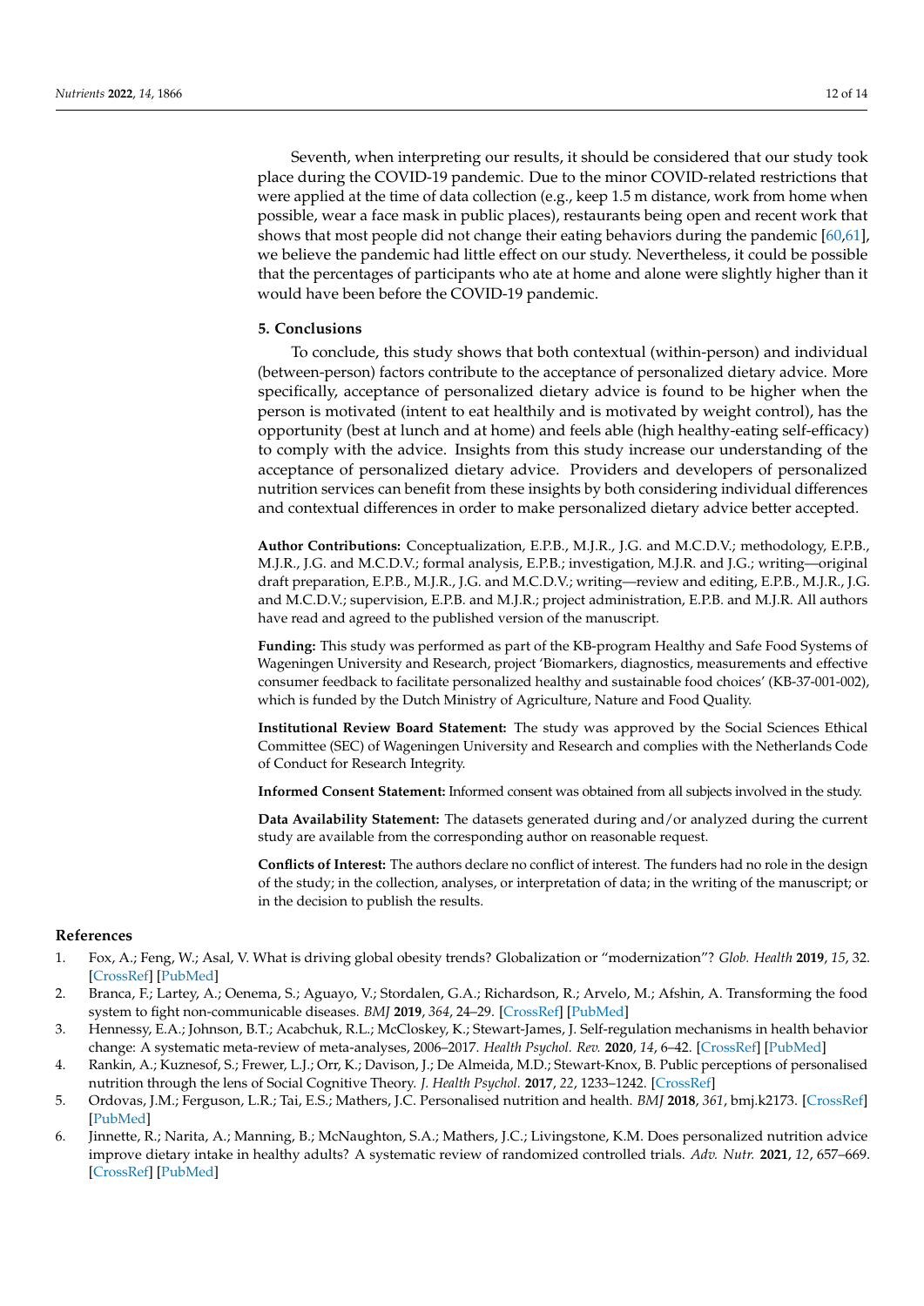Seventh, when interpreting our results, it should be considered that our study took place during the COVID-19 pandemic. Due to the minor COVID-related restrictions that were applied at the time of data collection (e.g., keep 1.5 m distance, work from home when possible, wear a face mask in public places), restaurants being open and recent work that shows that most people did not change their eating behaviors during the pandemic [60,61], we believe the pandemic had little effect on our study. Nevertheless, it could be possible that the percentages of participants who ate at home and alone were slightly higher than it would have been before the COVID-19 pandemic.

## 5. Conclusions

To conclude, this study shows that both contextual (within-person) and individual (between-person) factors contribute to the acceptance of personalized dietary advice. More specifically, acceptance of personalized dietary advice is found to be higher when the person is motivated (intent to eat healthily and is motivated by weight control), has the opportunity (best at lunch and at home) and feels able (high healthy-eating self-efficacy) to comply with the advice. Insights from this study increase our understanding of the acceptance of personalized dietary advice. Providers and developers of personalized nutrition services can benefit from these insights by both considering individual differences and contextual differences in order to make personalized dietary advice better accepted.

**Author Contributions:** Conceptualization, E.P.B., M.J.R., J.G. and M.C.D.V.; methodology, E.P.B., M.J.R., J.G. and M.C.D.V.; formal analysis, E.P.B.; investigation, M.J.R. and J.G.; writing—original draft preparation, E.P.B., M.J.R., J.G. and M.C.D.V.; writing—review and editing, E.P.B., M.J.R., J.G. and M.C.D.V.; supervision, E.P.B. and M.J.R.; project administration, E.P.B. and M.J.R. All authors have read and agreed to the published version of the manuscript.

**Funding:** This study was performed as part of the KB-program Healthy and Safe Food Systems of Wageningen University and Research, project 'Biomarkers, diagnostics, measurements and effective consumer feedback to facilitate personalized healthy and sustainable food choices' (KB-37-001-002), which is funded by the Dutch Ministry of Agriculture, Nature and Food Quality.

**Institutional Review Board Statement:** The study was approved by the Social Sciences Ethical Committee (SEC) of Wageningen University and Research and complies with the Netherlands Code of Conduct for Research Integrity.

**Informed Consent Statement:** Informed consent was obtained from all subjects involved in the study.

**Data Availability Statement:** The datasets generated during and/or analyzed during the current study are available from the corresponding author on reasonable request.

**Conflicts of Interest:** The authors declare no conflict of interest. The funders had no role in the design of the study; in the collection, analyses, or interpretation of data; in the writing of the manuscript; or in the decision to publish the results.

## References

1. Fox, A.; Feng, W.; Asal, V. What is driving global obesity trends? Globalization or "modernization"? *Glob. Health* **2019**, *15*, 32. [CrossRef] [PubMed]
2. Branca, F.; Lartey, A.; Oenema, S.; Aguayo, V.; Stordalen, G.A.; Richardson, R.; Arvelo, M.; Afshin, A. Transforming the food system to fight non-communicable diseases. *BMJ* **2019**, *364*, 24–29. [CrossRef] [PubMed]
3. Hennessy, E.A.; Johnson, B.T.; Acabchuk, R.L.; McCloskey, K.; Stewart-James, J. Self-regulation mechanisms in health behavior change: A systematic meta-review of meta-analyses, 2006–2017. *Health Psychol. Rev.* **2020**, *14*, 6–42. [CrossRef] [PubMed]
4. Rankin, A.; Kuznesof, S.; Frewer, L.J.; Orr, K.; Davison, J.; De Almeida, M.D.; Stewart-Knox, B. Public perceptions of personalised nutrition through the lens of Social Cognitive Theory. *J. Health Psychol.* **2017**, *22*, 1233–1242. [CrossRef]
5. Ordovas, J.M.; Ferguson, L.R.; Tai, E.S.; Mathers, J.C. Personalised nutrition and health. *BMJ* **2018**, *361*, bmj.k2173. [CrossRef] [PubMed]
6. Jinnette, R.; Narita, A.; Manning, B.; McNaughton, S.A.; Mathers, J.C.; Livingstone, K.M. Does personalized nutrition advice improve dietary intake in healthy adults? A systematic review of randomized controlled trials. *Adv. Nutr.* **2021**, *12*, 657–669. [CrossRef] [PubMed]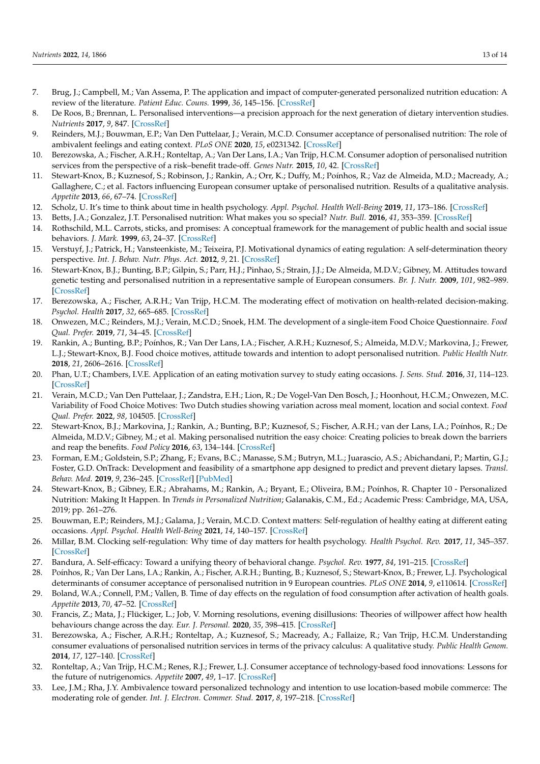7. Brug, J.; Campbell, M.; Van Assema, P. The application and impact of computer-generated personalized nutrition education: A review of the literature. *Patient Educ. Couns.* **1999**, *36*, 145–156. [CrossRef]
8. De Roos, B.; Brennan, L. Personalised interventions—a precision approach for the next generation of dietary intervention studies. *Nutrients* **2017**, *9*, 847. [CrossRef]
9. Reinders, M.J.; Bouwman, E.P.; Van Den Puttelaar, J.; Verain, M.C.D. Consumer acceptance of personalised nutrition: The role of ambivalent feelings and eating context. *PLoS ONE* **2020**, *15*, e0231342. [CrossRef]
10. Berezowska, A.; Fischer, A.R.H.; Ronteltap, A.; Van Der Lans, I.A.; Van Trijp, H.C.M. Consumer adoption of personalised nutrition services from the perspective of a risk–benefit trade-off. *Genes Nutr.* **2015**, *10*, 42. [CrossRef]
11. Stewart-Knox, B.; Kuznesof, S.; Robinson, J.; Rankin, A.; Orr, K.; Duffy, M.; Poínhos, R.; Vaz de Almeida, M.D.; Macready, A.; Gallaghere, C.; et al. Factors influencing European consumer uptake of personalised nutrition. Results of a qualitative analysis. *Appetite* **2013**, *66*, 67–74. [CrossRef]
12. Scholz, U. It's time to think about time in health psychology. *Appl. Psychol. Health Well-Being* **2019**, *11*, 173–186. [CrossRef]
13. Betts, J.A.; Gonzalez, J.T. Personalised nutrition: What makes you so special? *Nutr. Bull.* **2016**, *41*, 353–359. [CrossRef]
14. Rothschild, M.L. Carrots, sticks, and promises: A conceptual framework for the management of public health and social issue behaviors. *J. Mark.* **1999**, *63*, 24–37. [CrossRef]
15. Verstuyf, J.; Patrick, H.; Vansteenkiste, M.; Teixeira, P.J. Motivational dynamics of eating regulation: A self-determination theory perspective. *Int. J. Behav. Nutr. Phys. Act.* **2012**, *9*, 21. [CrossRef]
16. Stewart-Knox, B.J.; Bunting, B.P.; Gilpin, S.; Parr, H.J.; Pinhao, S.; Strain, J.J.; De Almeida, M.D.V.; Gibney, M. Attitudes toward genetic testing and personalised nutrition in a representative sample of European consumers. *Br. J. Nutr.* **2009**, *101*, 982–989. [CrossRef]
17. Berezowska, A.; Fischer, A.R.H.; Van Trijp, H.C.M. The moderating effect of motivation on health-related decision-making. *Psychol. Health* **2017**, *32*, 665–685. [CrossRef]
18. Onwezen, M.C.; Reinders, M.J.; Verain, M.C.D.; Snoek, H.M. The development of a single-item Food Choice Questionnaire. *Food Qual. Prefer.* **2019**, *71*, 34–45. [CrossRef]
19. Rankin, A.; Bunting, B.P.; Poínhos, R.; Van Der Lans, I.A.; Fischer, A.R.H.; Kuznesof, S.; Almeida, M.D.V.; Markovina, J.; Frewer, L.J.; Stewart-Knox, B.J. Food choice motives, attitude towards and intention to adopt personalised nutrition. *Public Health Nutr.* **2018**, *21*, 2606–2616. [CrossRef]
20. Phan, U.T.; Chambers, I.V.E. Application of an eating motivation survey to study eating occasions. *J. Sens. Stud.* **2016**, *31*, 114–123. [CrossRef]
21. Verain, M.C.D.; Van Den Puttelaar, J.; Zandstra, E.H.; Lion, R.; De Vogel-Van Den Bosch, J.; Hoonhout, H.C.M.; Onwezen, M.C. Variability of Food Choice Motives: Two Dutch studies showing variation across meal moment, location and social context. *Food Qual. Prefer.* **2022**, *98*, 104505. [CrossRef]
22. Stewart-Knox, B.J.; Markovina, J.; Rankin, A.; Bunting, B.P.; Kuznesof, S.; Fischer, A.R.H.; van der Lans, I.A.; Poínhos, R.; De Almeida, M.D.V.; Gibney, M.; et al. Making personalised nutrition the easy choice: Creating policies to break down the barriers and reap the benefits. *Food Policy* **2016**, *63*, 134–144. [CrossRef]
23. Forman, E.M.; Goldstein, S.P.; Zhang, F.; Evans, B.C.; Manasse, S.M.; Butryn, M.L.; Juarascio, A.S.; Abichandani, P.; Martin, G.J.; Foster, G.D. OnTrack: Development and feasibility of a smartphone app designed to predict and prevent dietary lapses. *Transl. Behav. Med.* **2019**, *9*, 236–245. [CrossRef] [PubMed]
24. Stewart-Knox, B.; Gibney, E.R.; Abrahams, M.; Rankin, A.; Bryant, E.; Oliveira, B.M.; Poínhos, R. Chapter 10 - Personalized Nutrition: Making It Happen. In *Trends in Personalized Nutrition*; Galanakis, C.M., Ed.; Academic Press: Cambridge, MA, USA, 2019; pp. 261–276.
25. Bouwman, E.P.; Reinders, M.J.; Galama, J.; Verain, M.C.D. Context matters: Self-regulation of healthy eating at different eating occasions. *Appl. Psychol. Health Well-Being* **2021**, *14*, 140–157. [CrossRef]
26. Millar, B.M. Clocking self-regulation: Why time of day matters for health psychology. *Health Psychol. Rev.* **2017**, *11*, 345–357. [CrossRef]
27. Bandura, A. Self-efficacy: Toward a unifying theory of behavioral change. *Psychol. Rev.* **1977**, *84*, 191–215. [CrossRef]
28. Poínhos, R.; Van Der Lans, I.A.; Rankin, A.; Fischer, A.R.H.; Bunting, B.; Kuznesof, S.; Stewart-Knox, B.; Frewer, L.J. Psychological determinants of consumer acceptance of personalised nutrition in 9 European countries. *PLoS ONE* **2014**, *9*, e110614. [CrossRef]
29. Boland, W.A.; Connell, P.M.; Vallen, B. Time of day effects on the regulation of food consumption after activation of health goals. *Appetite* **2013**, *70*, 47–52. [CrossRef]
30. Francis, Z.; Mata, J.; Flückiger, L.; Job, V. Morning resolutions, evening disillusions: Theories of willpower affect how health behaviours change across the day. *Eur. J. Personal.* **2020**, *35*, 398–415. [CrossRef]
31. Berezowska, A.; Fischer, A.R.H.; Ronteltap, A.; Kuznesof, S.; Macready, A.; Fallaize, R.; Van Trijp, H.C.M. Understanding consumer evaluations of personalised nutrition services in terms of the privacy calculus: A qualitative study. *Public Health Genom.* **2014**, *17*, 127–140. [CrossRef]
32. Ronteltap, A.; Van Trijp, H.C.M.; Renes, R.J.; Frewer, L.J. Consumer acceptance of technology-based food innovations: Lessons for the future of nutrigenomics. *Appetite* **2007**, *49*, 1–17. [CrossRef]
33. Lee, J.M.; Rha, J.Y. Ambivalence toward personalized technology and intention to use location-based mobile commerce: The moderating role of gender. *Int. J. Electron. Commer. Stud.* **2017**, *8*, 197–218. [CrossRef]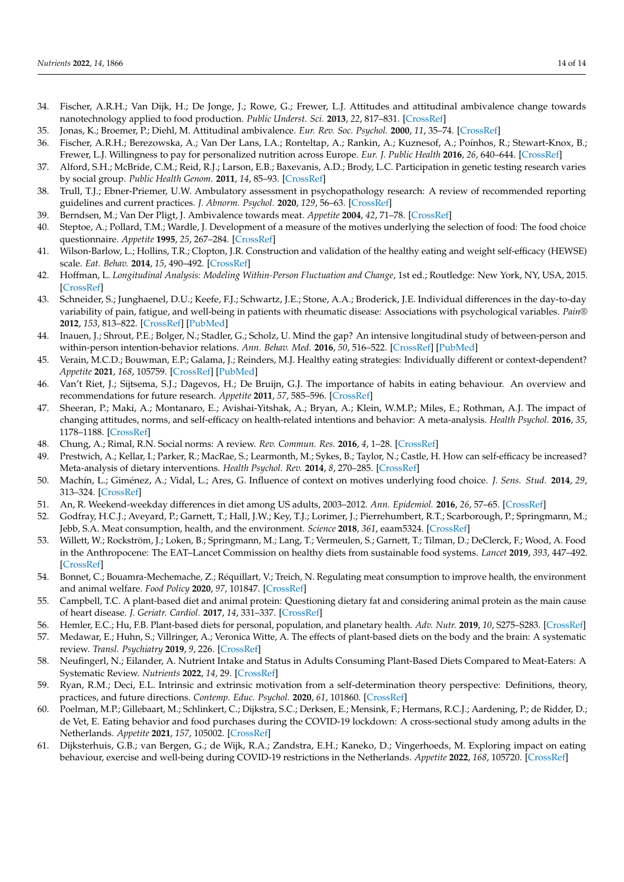34. Fischer, A.R.H.; Van Dijk, H.; De Jonge, J.; Rowe, G.; Frewer, L.J. Attitudes and attitudinal ambivalence change towards nanotechnology applied to food production. *Public Underst. Sci.* **2013**, *22*, 817–831. [CrossRef]
35. Jonas, K.; Broemer, P.; Diehl, M. Attitudinal ambivalence. *Eur. Rev. Soc. Psychol.* **2000**, *11*, 35–74. [CrossRef]
36. Fischer, A.R.H.; Berezowska, A.; Van Der Lans, I.A.; Ronteltap, A.; Rankin, A.; Kuznesof, A.; Poínhos, R.; Stewart-Knox, B.; Frewer, L.J. Willingness to pay for personalized nutrition across Europe. *Eur. J. Public Health* **2016**, *26*, 640–644. [CrossRef]
37. Alford, S.H.; McBride, C.M.; Reid, R.J.; Larson, E.B.; Baxevanis, A.D.; Brody, L.C. Participation in genetic testing research varies by social group. *Public Health Genom.* **2011**, *14*, 85–93. [CrossRef]
38. Trull, T.J.; Ebner-Priemer, U.W. Ambulatory assessment in psychopathology research: A review of recommended reporting guidelines and current practices. *J. Abnorm. Psychol.* **2020**, *129*, 56–63. [CrossRef]
39. Berndsen, M.; Van Der Pligt, J. Ambivalence towards meat. *Appetite* **2004**, *42*, 71–78. [CrossRef]
40. Steptoe, A.; Pollard, T.M.; Wardle, J. Development of a measure of the motives underlying the selection of food: The food choice questionnaire. *Appetite* **1995**, *25*, 267–284. [CrossRef]
41. Wilson-Barlow, L.; Hollins, T.R.; Clopton, J.R. Construction and validation of the healthy eating and weight self-efficacy (HEWSE) scale. *Eat. Behav.* **2014**, *15*, 490–492. [CrossRef]
42. Hoffman, L. *Longitudinal Analysis: Modeling Within-Person Fluctuation and Change*, 1st ed.; Routledge: New York, NY, USA, 2015. [CrossRef]
43. Schneider, S.; Junghaenel, D.U.; Keefe, F.J.; Schwartz, J.E.; Stone, A.A.; Broderick, J.E. Individual differences in the day-to-day variability of pain, fatigue, and well-being in patients with rheumatic disease: Associations with psychological variables. *Pain®* **2012**, *153*, 813–822. [CrossRef] [PubMed]
44. Inauen, J.; Shrout, P.E.; Bolger, N.; Stadler, G.; Scholz, U. Mind the gap? An intensive longitudinal study of between-person and within-person intention-behavior relations. *Ann. Behav. Med.* **2016**, *50*, 516–522. [CrossRef] [PubMed]
45. Verain, M.C.D.; Bouwman, E.P.; Galama, J.; Reinders, M.J. Healthy eating strategies: Individually different or context-dependent? *Appetite* **2021**, *168*, 105759. [CrossRef] [PubMed]
46. Van't Riet, J.; Sijtsema, S.J.; Dagevos, H.; De Bruijn, G.J. The importance of habits in eating behaviour. An overview and recommendations for future research. *Appetite* **2011**, *57*, 585–596. [CrossRef]
47. Sheeran, P.; Maki, A.; Montanaro, E.; Avishai-Yitshak, A.; Bryan, A.; Klein, W.M.P.; Miles, E.; Rothman, A.J. The impact of changing attitudes, norms, and self-efficacy on health-related intentions and behavior: A meta-analysis. *Health Psychol.* **2016**, *35*, 1178–1188. [CrossRef]
48. Chung, A.; Rimal, R.N. Social norms: A review. *Rev. Commun. Res.* **2016**, *4*, 1–28. [CrossRef]
49. Prestwich, A.; Kellar, I.; Parker, R.; MacRae, S.; Learmonth, M.; Sykes, B.; Taylor, N.; Castle, H. How can self-efficacy be increased? Meta-analysis of dietary interventions. *Health Psychol. Rev.* **2014**, *8*, 270–285. [CrossRef]
50. Machín, L.; Giménez, A.; Vidal, L.; Ares, G. Influence of context on motives underlying food choice. *J. Sens. Stud.* **2014**, *29*, 313–324. [CrossRef]
51. An, R. Weekend-weekday differences in diet among US adults, 2003–2012. *Ann. Epidemiol.* **2016**, *26*, 57–65. [CrossRef]
52. Godfray, H.C.J.; Aveyard, P.; Garnett, T.; Hall, J.W.; Key, T.J.; Lorimer, J.; Pierrehumbert, R.T.; Scarborough, P.; Springmann, M.; Jebb, S.A. Meat consumption, health, and the environment. *Science* **2018**, *361*, eaam5324. [CrossRef]
53. Willett, W.; Rockström, J.; Loken, B.; Springmann, M.; Lang, T.; Vermeulen, S.; Garnett, T.; Tilman, D.; DeClerck, F.; Wood, A. Food in the Anthropocene: The EAT–Lancet Commission on healthy diets from sustainable food systems. *Lancet* **2019**, *393*, 447–492. [CrossRef]
54. Bonnet, C.; Bouamra-Mechemache, Z.; Réquillart, V.; Treich, N. Regulating meat consumption to improve health, the environment and animal welfare. *Food Policy* **2020**, *97*, 101847. [CrossRef]
55. Campbell, T.C. A plant-based diet and animal protein: Questioning dietary fat and considering animal protein as the main cause of heart disease. *J. Geriatr. Cardiol.* **2017**, *14*, 331–337. [CrossRef]
56. Hemler, E.C.; Hu, F.B. Plant-based diets for personal, population, and planetary health. *Adv. Nutr.* **2019**, *10*, S275–S283. [CrossRef]
57. Medawar, E.; Huhn, S.; Villringer, A.; Veronica Witte, A. The effects of plant-based diets on the body and the brain: A systematic review. *Transl. Psychiatry* **2019**, *9*, 226. [CrossRef]
58. Neufingerl, N.; Eilander, A. Nutrient Intake and Status in Adults Consuming Plant-Based Diets Compared to Meat-Eaters: A Systematic Review. *Nutrients* **2022**, *14*, 29. [CrossRef]
59. Ryan, R.M.; Deci, E.L. Intrinsic and extrinsic motivation from a self-determination theory perspective: Definitions, theory, practices, and future directions. *Contemp. Educ. Psychol.* **2020**, *61*, 101860. [CrossRef]
60. Poelman, M.P.; Gillebaart, M.; Schlinkert, C.; Dijkstra, S.C.; Derksen, E.; Mensink, F.; Hermans, R.C.J.; Aardening, P.; de Ridder, D.; de Vet, E. Eating behavior and food purchases during the COVID-19 lockdown: A cross-sectional study among adults in the Netherlands. *Appetite* **2021**, *157*, 105002. [CrossRef]
61. Dijksterhuis, G.B.; van Bergen, G.; de Wijk, R.A.; Zandstra, E.H.; Kaneko, D.; Vingerhoeds, M. Exploring impact on eating behaviour, exercise and well-being during COVID-19 restrictions in the Netherlands. *Appetite* **2022**, *168*, 105720. [CrossRef]